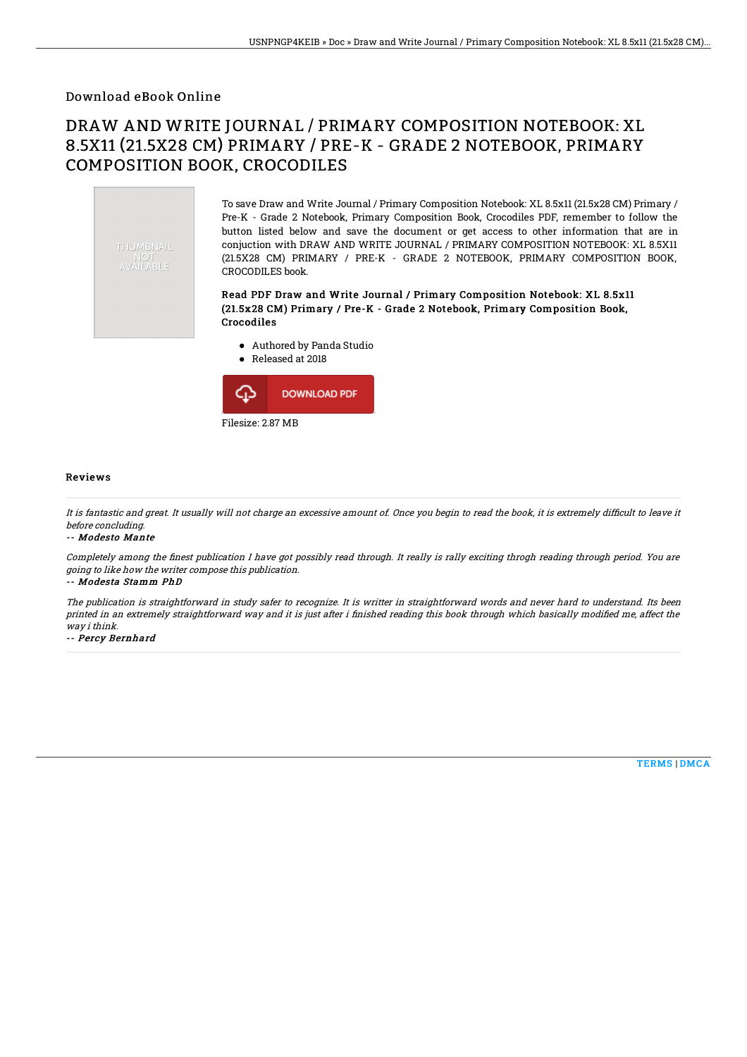Download eBook Online

# DRAW AND WRITE JOURNAL / PRIMARY COMPOSITION NOTEBOOK: XL 8.5X11 (21.5X28 CM) PRIMARY / PRE-K - GRADE 2 NOTEBOOK, PRIMARY COMPOSITION BOOK, CROCODILES

THUMBNAIL NOT AVAILABLE

To save Draw and Write Journal / Primary Composition Notebook: XL 8.5x11 (21.5x28 CM) Primary / Pre-K - Grade 2 Notebook, Primary Composition Book, Crocodiles PDF, remember to follow the button listed below and save the document or get access to other information that are in conjuction with DRAW AND WRITE JOURNAL / PRIMARY COMPOSITION NOTEBOOK: XL 8.5X11 (21.5X28 CM) PRIMARY / PRE-K - GRADE 2 NOTEBOOK, PRIMARY COMPOSITION BOOK, CROCODILES book.

### Read PDF Draw and Write Journal / Primary Composition Notebook: XL 8.5x11 (21.5x28 CM) Primary / Pre-K - Grade 2 Notebook, Primary Composition Book, Crocodiles

- Authored by Panda Studio
- Released at 2018

DOWNLOAD PDF

Filesize: 2.87 MB

## Reviews

*It is fantastic and great. It usually will not charge an excessive amount of. Once you begin to read the book, it is extremely difficult to leave it before concluding.*

*-- Modesto Mante*

*Completely among the finest publication I have got possibly read through. It really is rally exciting throgh reading through period. You are going to like how the writer compose this publication.*

*-- Modesta Stamm PhD*

*The publication is straightforward in study safer to recognize. It is writter in straightforward words and never hard to understand. Its been printed in an extremely straightforward way and it is just after i finished reading this book through which basically modified me, affect the way i think.*

*-- Percy Bernhard*

TERMS | DMCA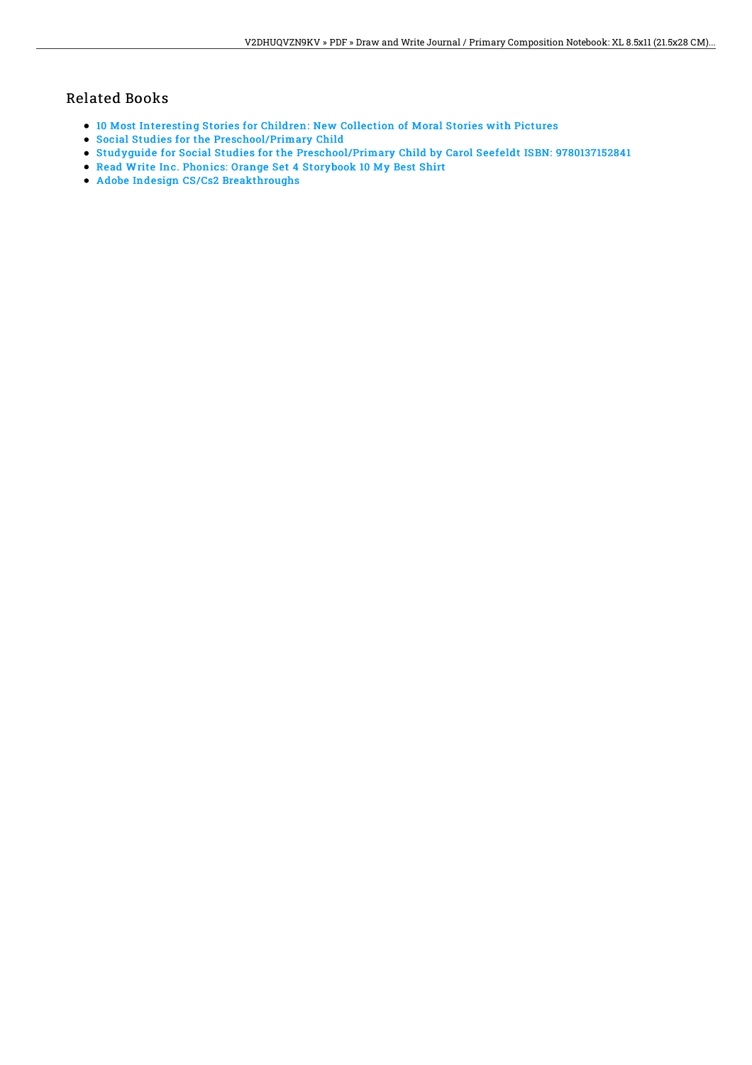## Related Books

- 10 Most Interesting Stories for Children: New Collection of Moral Stories with Pictures
- Social Studies for the Preschool/Primary Child
- Studyguide for Social Studies for the Preschool/Primary Child by Carol Seefeldt ISBN: 9780137152841
- Read Write Inc. Phonics: Orange Set 4 Storybook 10 My Best Shirt
- Adobe Indesign CS/Cs2 Breakthroughs